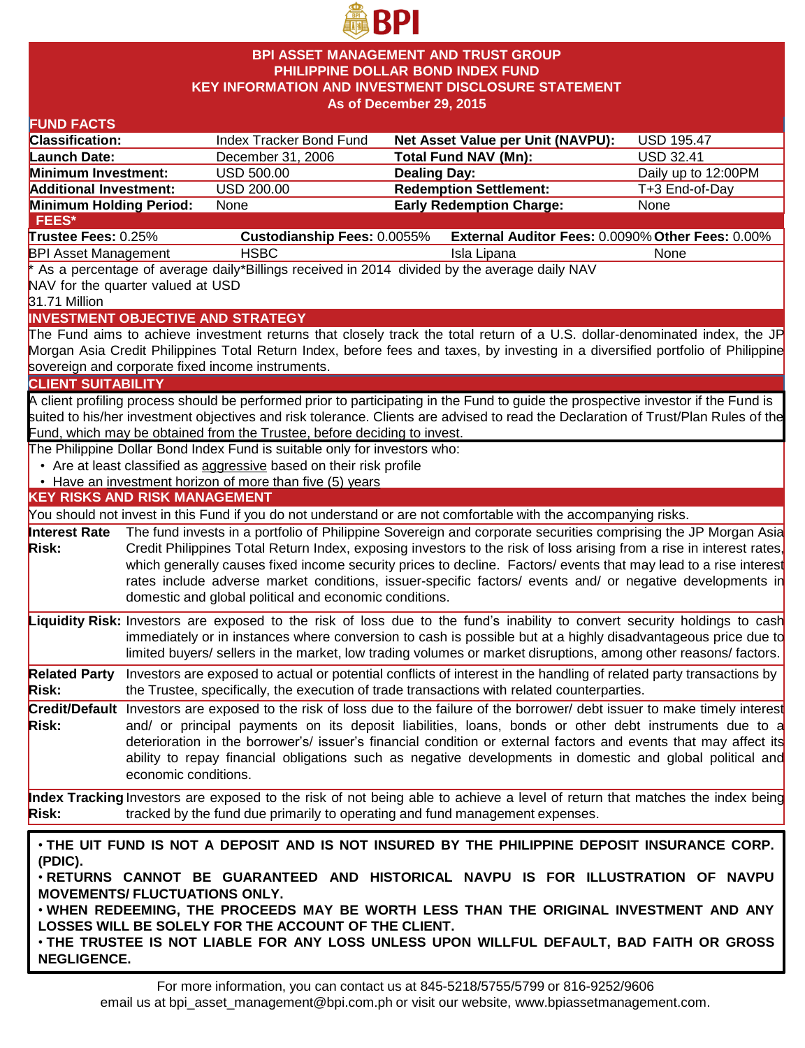# BPI ASSET MANAGEMENT AND TRUST GROUP
## PHILIPPINE DOLLAR BOND INDEX FUND
## KEY INFORMATION AND INVESTMENT DISCLOSURE STATEMENT
### As of December 29, 2015

**FUND FACTS**

| | | | |
|---|---|---|---|
| **Classification:** | Index Tracker Bond Fund | **Net Asset Value per Unit (NAVPU):** | USD 195.47 |
| **Launch Date:** | December 31, 2006 | **Total Fund NAV (Mn):** | USD 32.41 |
| **Minimum Investment:** | USD 500.00 | **Dealing Day:** | Daily up to 12:00PM |
| **Additional Investment:** | USD 200.00 | **Redemption Settlement:** | T+3 End-of-Day |
| **Minimum Holding Period:** | None | **Early Redemption Charge:** | None |

**FEES***

| **Trustee Fees:** 0.25% | **Custodianship Fees:** 0.0055% | **External Auditor Fees:** 0.0090% | **Other Fees:** 0.00% |
|---|---|---|---|
| BPI Asset Management | HSBC | Isla Lipana | None |

* As a percentage of average daily*Billings received in 2014 divided by the average daily NAV
NAV for the quarter valued at USD
31.71 Million

**INVESTMENT OBJECTIVE AND STRATEGY**

The Fund aims to achieve investment returns that closely track the total return of a U.S. dollar-denominated index, the JP Morgan Asia Credit Philippines Total Return Index, before fees and taxes, by investing in a diversified portfolio of Philippine sovereign and corporate fixed income instruments.

**CLIENT SUITABILITY**

A client profiling process should be performed prior to participating in the Fund to guide the prospective investor if the Fund is suited to his/her investment objectives and risk tolerance. Clients are advised to read the Declaration of Trust/Plan Rules of the Fund, which may be obtained from the Trustee, before deciding to invest.

The Philippine Dollar Bond Index Fund is suitable only for investors who:

- Are at least classified as aggressive based on their risk profile
- Have an investment horizon of more than five (5) years

**KEY RISKS AND RISK MANAGEMENT**

You should not invest in this Fund if you do not understand or are not comfortable with the accompanying risks.

| | |
|---|---|
| **Interest Rate Risk:** | The fund invests in a portfolio of Philippine Sovereign and corporate securities comprising the JP Morgan Asia Credit Philippines Total Return Index, exposing investors to the risk of loss arising from a rise in interest rates, which generally causes fixed income security prices to decline. Factors/ events that may lead to a rise interest rates include adverse market conditions, issuer-specific factors/ events and/ or negative developments in domestic and global political and economic conditions. |
| **Liquidity Risk:** | Investors are exposed to the risk of loss due to the fund's inability to convert security holdings to cash immediately or in instances where conversion to cash is possible but at a highly disadvantageous price due to limited buyers/ sellers in the market, low trading volumes or market disruptions, among other reasons/ factors. |
| **Related Party Risk:** | Investors are exposed to actual or potential conflicts of interest in the handling of related party transactions by the Trustee, specifically, the execution of trade transactions with related counterparties. |
| **Credit/Default Risk:** | Investors are exposed to the risk of loss due to the failure of the borrower/ debt issuer to make timely interest and/ or principal payments on its deposit liabilities, loans, bonds or other debt instruments due to a deterioration in the borrower's/ issuer's financial condition or external factors and events that may affect its ability to repay financial obligations such as negative developments in domestic and global political and economic conditions. |
| **Index Tracking Risk:** | Investors are exposed to the risk of not being able to achieve a level of return that matches the index being tracked by the fund due primarily to operating and fund management expenses. |

- **THE UIT FUND IS NOT A DEPOSIT AND IS NOT INSURED BY THE PHILIPPINE DEPOSIT INSURANCE CORP. (PDIC).**
- **RETURNS CANNOT BE GUARANTEED AND HISTORICAL NAVPU IS FOR ILLUSTRATION OF NAVPU MOVEMENTS/ FLUCTUATIONS ONLY.**
- **WHEN REDEEMING, THE PROCEEDS MAY BE WORTH LESS THAN THE ORIGINAL INVESTMENT AND ANY LOSSES WILL BE SOLELY FOR THE ACCOUNT OF THE CLIENT.**
- **THE TRUSTEE IS NOT LIABLE FOR ANY LOSS UNLESS UPON WILLFUL DEFAULT, BAD FAITH OR GROSS NEGLIGENCE.**

For more information, you can contact us at 845-5218/5755/5799 or 816-9252/9606
email us at bpi_asset_management@bpi.com.ph or visit our website, www.bpiassetmanagement.com.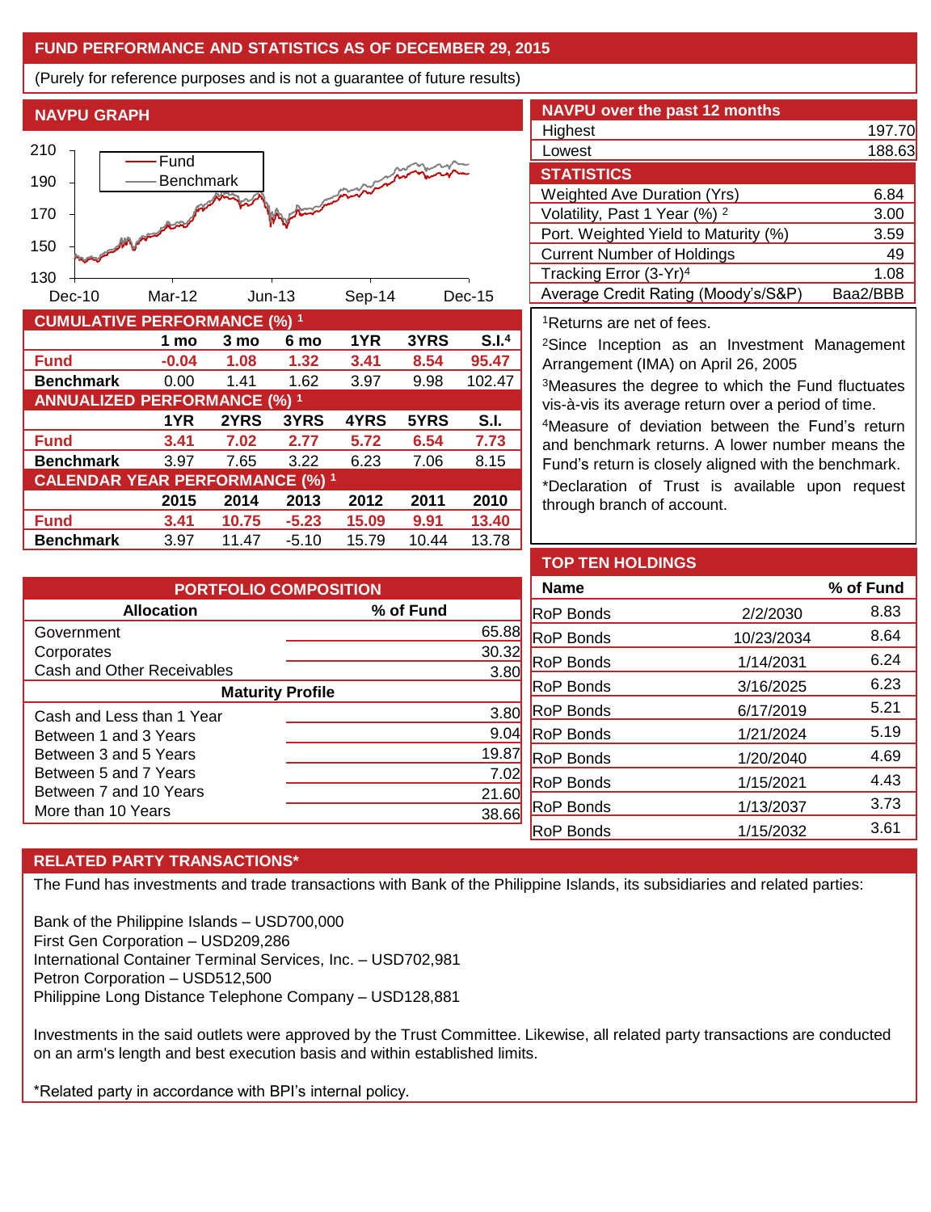## FUND PERFORMANCE AND STATISTICS AS OF DECEMBER 29, 2015

(Purely for reference purposes and is not a guarantee of future results)

### NAVPU GRAPH

### NAVPU over the past 12 months

| | |
|---|---|
| Highest | 197.70 |
| Lowest | 188.63 |

### STATISTICS

| | |
|---|---|
| Weighted Ave Duration (Yrs) | 6.84 |
| Volatility, Past 1 Year (%) [2] | 3.00 |
| Port. Weighted Yield to Maturity (%) | 3.59 |
| Current Number of Holdings | 49 |
| Tracking Error (3-Yr)[4] | 1.08 |
| Average Credit Rating (Moody's/S&P) | Baa2/BBB |

### CUMULATIVE PERFORMANCE (%) [1]

| | 1 mo | 3 mo | 6 mo | 1YR | 3YRS | S.I.[4] |
|---|---|---|---|---|---|---|
| Fund | -0.04 | 1.08 | 1.32 | 3.41 | 8.54 | 95.47 |
| Benchmark | 0.00 | 1.41 | 1.62 | 3.97 | 9.98 | 102.47 |

### ANNUALIZED PERFORMANCE (%) [1]

| | 1YR | 2YRS | 3YRS | 4YRS | 5YRS | S.I. |
|---|---|---|---|---|---|---|
| Fund | 3.41 | 7.02 | 2.77 | 5.72 | 6.54 | 7.73 |
| Benchmark | 3.97 | 7.65 | 3.22 | 6.23 | 7.06 | 8.15 |

### CALENDAR YEAR PERFORMANCE (%) [1]

| | 2015 | 2014 | 2013 | 2012 | 2011 | 2010 |
|---|---|---|---|---|---|---|
| Fund | 3.41 | 10.75 | -5.23 | 15.09 | 9.91 | 13.40 |
| Benchmark | 3.97 | 11.47 | -5.10 | 15.79 | 10.44 | 13.78 |

[1]Returns are net of fees.

[2]Since Inception as an Investment Management Arrangement (IMA) on April 26, 2005

[3]Measures the degree to which the Fund fluctuates vis-à-vis its average return over a period of time.

[4]Measure of deviation between the Fund's return and benchmark returns. A lower number means the Fund's return is closely aligned with the benchmark.

*Declaration of Trust is available upon request through branch of account.

### PORTFOLIO COMPOSITION

| Allocation | % of Fund |
|---|---|
| Government | 65.88 |
| Corporates | 30.32 |
| Cash and Other Receivables | 3.80 |
| **Maturity Profile** | |
| Cash and Less than 1 Year | 3.80 |
| Between 1 and 3 Years | 9.04 |
| Between 3 and 5 Years | 19.87 |
| Between 5 and 7 Years | 7.02 |
| Between 7 and 10 Years | 21.60 |
| More than 10 Years | 38.66 |

### TOP TEN HOLDINGS

| Name | | % of Fund |
|---|---|---|
| RoP Bonds | 2/2/2030 | 8.83 |
| RoP Bonds | 10/23/2034 | 8.64 |
| RoP Bonds | 1/14/2031 | 6.24 |
| RoP Bonds | 3/16/2025 | 6.23 |
| RoP Bonds | 6/17/2019 | 5.21 |
| RoP Bonds | 1/21/2024 | 5.19 |
| RoP Bonds | 1/20/2040 | 4.69 |
| RoP Bonds | 1/15/2021 | 4.43 |
| RoP Bonds | 1/13/2037 | 3.73 |
| RoP Bonds | 1/15/2032 | 3.61 |

### RELATED PARTY TRANSACTIONS*

The Fund has investments and trade transactions with Bank of the Philippine Islands, its subsidiaries and related parties:

Bank of the Philippine Islands – USD700,000
First Gen Corporation – USD209,286
International Container Terminal Services, Inc. – USD702,981
Petron Corporation – USD512,500
Philippine Long Distance Telephone Company – USD128,881

Investments in the said outlets were approved by the Trust Committee. Likewise, all related party transactions are conducted on an arm's length and best execution basis and within established limits.

*Related party in accordance with BPI's internal policy.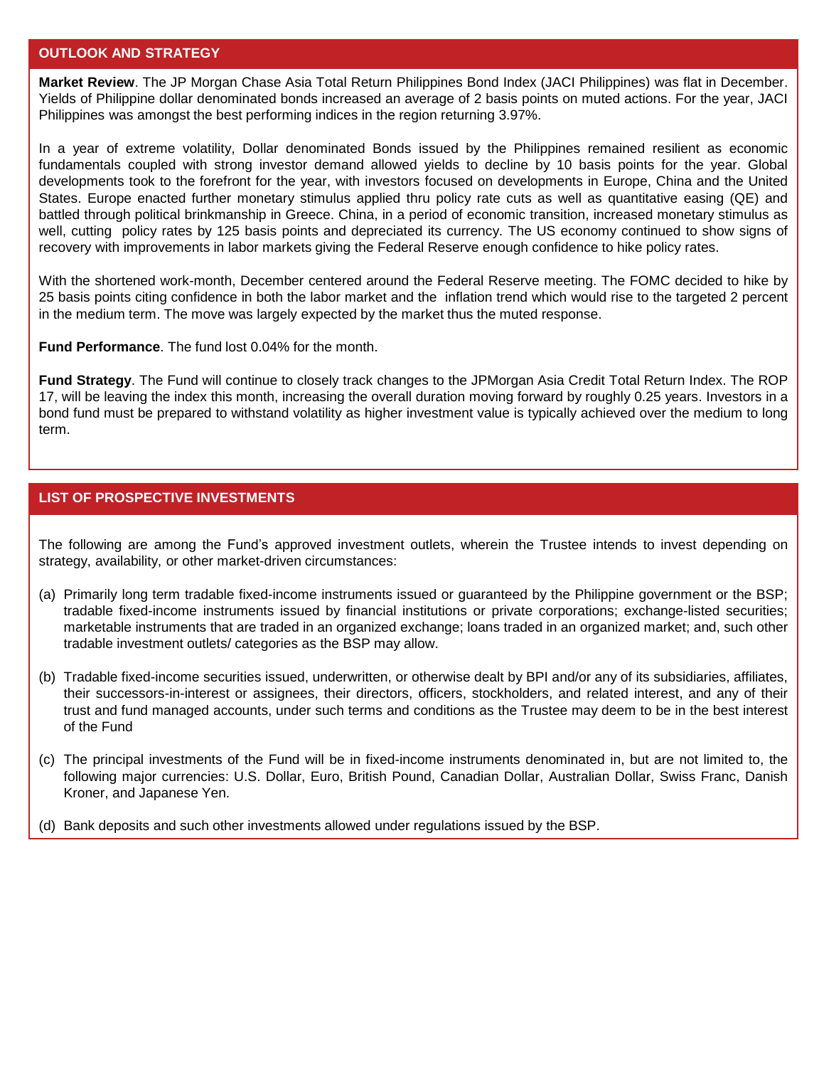## OUTLOOK AND STRATEGY

**Market Review**. The JP Morgan Chase Asia Total Return Philippines Bond Index (JACI Philippines) was flat in December. Yields of Philippine dollar denominated bonds increased an average of 2 basis points on muted actions. For the year, JACI Philippines was amongst the best performing indices in the region returning 3.97%.

In a year of extreme volatility, Dollar denominated Bonds issued by the Philippines remained resilient as economic fundamentals coupled with strong investor demand allowed yields to decline by 10 basis points for the year. Global developments took to the forefront for the year, with investors focused on developments in Europe, China and the United States. Europe enacted further monetary stimulus applied thru policy rate cuts as well as quantitative easing (QE) and battled through political brinkmanship in Greece. China, in a period of economic transition, increased monetary stimulus as well, cutting policy rates by 125 basis points and depreciated its currency. The US economy continued to show signs of recovery with improvements in labor markets giving the Federal Reserve enough confidence to hike policy rates.

With the shortened work-month, December centered around the Federal Reserve meeting. The FOMC decided to hike by 25 basis points citing confidence in both the labor market and the inflation trend which would rise to the targeted 2 percent in the medium term. The move was largely expected by the market thus the muted response.

**Fund Performance**. The fund lost 0.04% for the month.

**Fund Strategy**. The Fund will continue to closely track changes to the JPMorgan Asia Credit Total Return Index. The ROP 17, will be leaving the index this month, increasing the overall duration moving forward by roughly 0.25 years. Investors in a bond fund must be prepared to withstand volatility as higher investment value is typically achieved over the medium to long term.

## LIST OF PROSPECTIVE INVESTMENTS

The following are among the Fund's approved investment outlets, wherein the Trustee intends to invest depending on strategy, availability, or other market-driven circumstances:

(a) Primarily long term tradable fixed-income instruments issued or guaranteed by the Philippine government or the BSP; tradable fixed-income instruments issued by financial institutions or private corporations; exchange-listed securities; marketable instruments that are traded in an organized exchange; loans traded in an organized market; and, such other tradable investment outlets/ categories as the BSP may allow.

(b) Tradable fixed-income securities issued, underwritten, or otherwise dealt by BPI and/or any of its subsidiaries, affiliates, their successors-in-interest or assignees, their directors, officers, stockholders, and related interest, and any of their trust and fund managed accounts, under such terms and conditions as the Trustee may deem to be in the best interest of the Fund

(c) The principal investments of the Fund will be in fixed-income instruments denominated in, but are not limited to, the following major currencies: U.S. Dollar, Euro, British Pound, Canadian Dollar, Australian Dollar, Swiss Franc, Danish Kroner, and Japanese Yen.

(d) Bank deposits and such other investments allowed under regulations issued by the BSP.